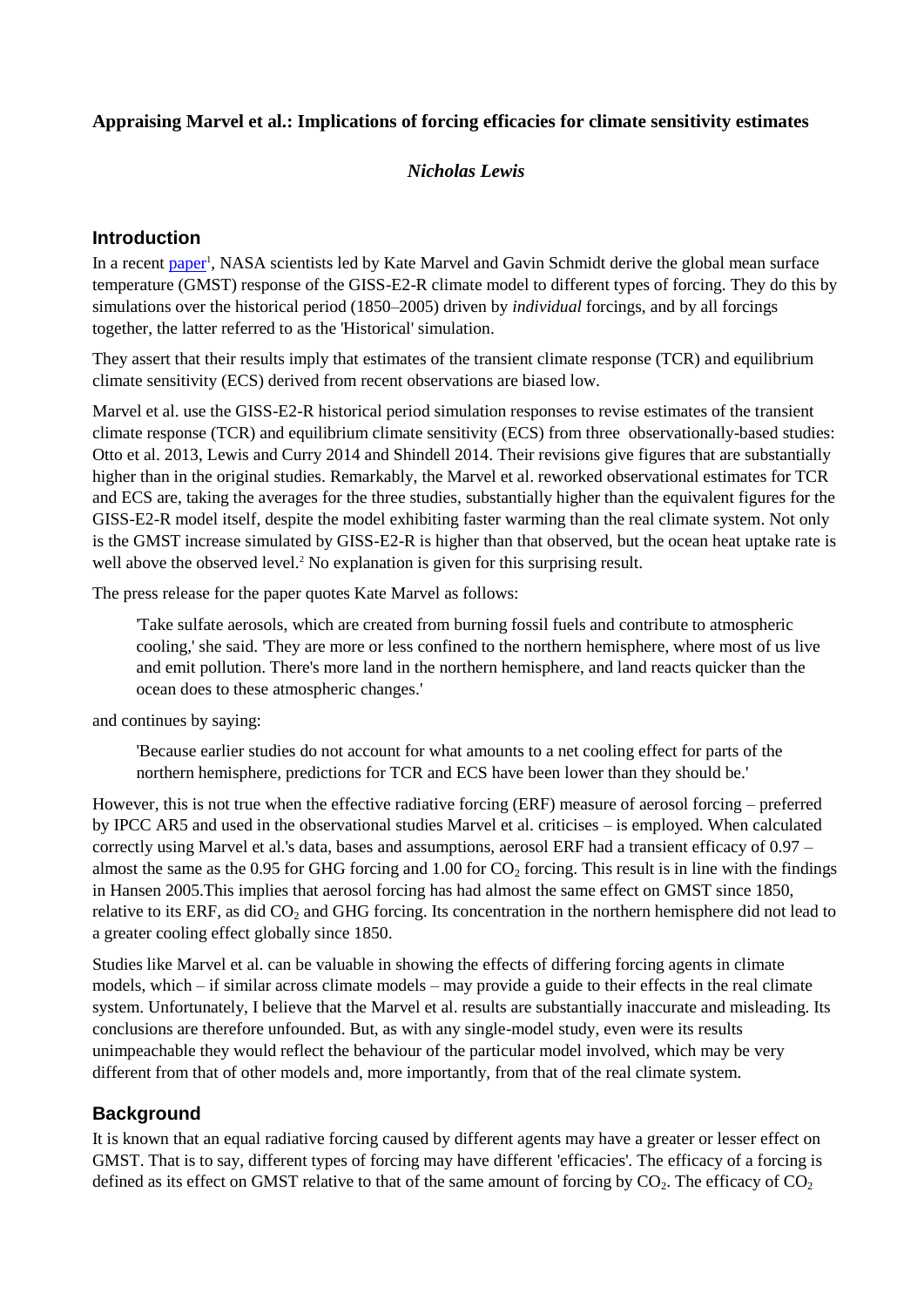**Appraising Marvel et al.: Implications of forcing efficacies for climate sensitivity estimates**

*Nicholas Lewis*

## Introduction

In a recent paper[1], NASA scientists led by Kate Marvel and Gavin Schmidt derive the global mean surface temperature (GMST) response of the GISS-E2-R climate model to different types of forcing. They do this by simulations over the historical period (1850–2005) driven by *individual* forcings, and by all forcings together, the latter referred to as the 'Historical' simulation.

They assert that their results imply that estimates of the transient climate response (TCR) and equilibrium climate sensitivity (ECS) derived from recent observations are biased low.

Marvel et al. use the GISS-E2-R historical period simulation responses to revise estimates of the transient climate response (TCR) and equilibrium climate sensitivity (ECS) from three observationally-based studies: Otto et al. 2013, Lewis and Curry 2014 and Shindell 2014. Their revisions give figures that are substantially higher than in the original studies. Remarkably, the Marvel et al. reworked observational estimates for TCR and ECS are, taking the averages for the three studies, substantially higher than the equivalent figures for the GISS-E2-R model itself, despite the model exhibiting faster warming than the real climate system. Not only is the GMST increase simulated by GISS-E2-R is higher than that observed, but the ocean heat uptake rate is well above the observed level.[2] No explanation is given for this surprising result.

The press release for the paper quotes Kate Marvel as follows:

> 'Take sulfate aerosols, which are created from burning fossil fuels and contribute to atmospheric cooling,' she said. 'They are more or less confined to the northern hemisphere, where most of us live and emit pollution. There's more land in the northern hemisphere, and land reacts quicker than the ocean does to these atmospheric changes.'

and continues by saying:

> 'Because earlier studies do not account for what amounts to a net cooling effect for parts of the northern hemisphere, predictions for TCR and ECS have been lower than they should be.'

However, this is not true when the effective radiative forcing (ERF) measure of aerosol forcing – preferred by IPCC AR5 and used in the observational studies Marvel et al. criticises – is employed. When calculated correctly using Marvel et al.'s data, bases and assumptions, aerosol ERF had a transient efficacy of 0.97 – almost the same as the 0.95 for GHG forcing and 1.00 for $CO_2$ forcing. This result is in line with the findings in Hansen 2005.This implies that aerosol forcing has had almost the same effect on GMST since 1850, relative to its ERF, as did $CO_2$ and GHG forcing. Its concentration in the northern hemisphere did not lead to a greater cooling effect globally since 1850.

Studies like Marvel et al. can be valuable in showing the effects of differing forcing agents in climate models, which – if similar across climate models – may provide a guide to their effects in the real climate system. Unfortunately, I believe that the Marvel et al. results are substantially inaccurate and misleading. Its conclusions are therefore unfounded. But, as with any single-model study, even were its results unimpeachable they would reflect the behaviour of the particular model involved, which may be very different from that of other models and, more importantly, from that of the real climate system.

## Background

It is known that an equal radiative forcing caused by different agents may have a greater or lesser effect on GMST. That is to say, different types of forcing may have different 'efficacies'. The efficacy of a forcing is defined as its effect on GMST relative to that of the same amount of forcing by $CO_2$. The efficacy of $CO_2$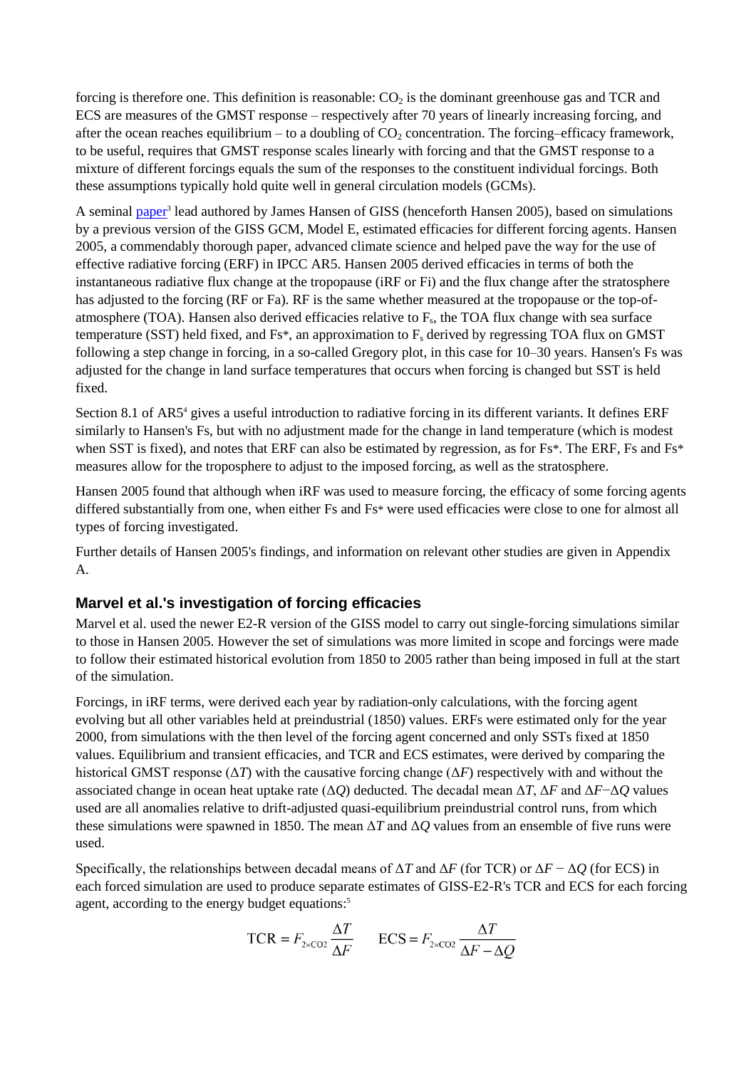forcing is therefore one. This definition is reasonable: $CO_2$ is the dominant greenhouse gas and TCR and ECS are measures of the GMST response – respectively after 70 years of linearly increasing forcing, and after the ocean reaches equilibrium – to a doubling of $CO_2$ concentration. The forcing–efficacy framework, to be useful, requires that GMST response scales linearly with forcing and that the GMST response to a mixture of different forcings equals the sum of the responses to the constituent individual forcings. Both these assumptions typically hold quite well in general circulation models (GCMs).

A seminal paper[3] lead authored by James Hansen of GISS (henceforth Hansen 2005), based on simulations by a previous version of the GISS GCM, Model E, estimated efficacies for different forcing agents. Hansen 2005, a commendably thorough paper, advanced climate science and helped pave the way for the use of effective radiative forcing (ERF) in IPCC AR5. Hansen 2005 derived efficacies in terms of both the instantaneous radiative flux change at the tropopause (iRF or Fi) and the flux change after the stratosphere has adjusted to the forcing (RF or Fa). RF is the same whether measured at the tropopause or the top-of-atmosphere (TOA). Hansen also derived efficacies relative to $F_s$, the TOA flux change with sea surface temperature (SST) held fixed, and Fs*, an approximation to $F_s$ derived by regressing TOA flux on GMST following a step change in forcing, in a so-called Gregory plot, in this case for 10–30 years. Hansen's Fs was adjusted for the change in land surface temperatures that occurs when forcing is changed but SST is held fixed.

Section 8.1 of AR5[4] gives a useful introduction to radiative forcing in its different variants. It defines ERF similarly to Hansen's Fs, but with no adjustment made for the change in land temperature (which is modest when SST is fixed), and notes that ERF can also be estimated by regression, as for Fs*. The ERF, Fs and Fs* measures allow for the troposphere to adjust to the imposed forcing, as well as the stratosphere.

Hansen 2005 found that although when iRF was used to measure forcing, the efficacy of some forcing agents differed substantially from one, when either Fs and Fs* were used efficacies were close to one for almost all types of forcing investigated.

Further details of Hansen 2005's findings, and information on relevant other studies are given in Appendix A.

## Marvel et al.'s investigation of forcing efficacies

Marvel et al. used the newer E2-R version of the GISS model to carry out single-forcing simulations similar to those in Hansen 2005. However the set of simulations was more limited in scope and forcings were made to follow their estimated historical evolution from 1850 to 2005 rather than being imposed in full at the start of the simulation.

Forcings, in iRF terms, were derived each year by radiation-only calculations, with the forcing agent evolving but all other variables held at preindustrial (1850) values. ERFs were estimated only for the year 2000, from simulations with the then level of the forcing agent concerned and only SSTs fixed at 1850 values. Equilibrium and transient efficacies, and TCR and ECS estimates, were derived by comparing the historical GMST response ($\Delta T$) with the causative forcing change ($\Delta F$) respectively with and without the associated change in ocean heat uptake rate ($\Delta Q$) deducted. The decadal mean $\Delta T$, $\Delta F$ and $\Delta F - \Delta Q$ values used are all anomalies relative to drift-adjusted quasi-equilibrium preindustrial control runs, from which these simulations were spawned in 1850. The mean $\Delta T$ and $\Delta Q$ values from an ensemble of five runs were used.

Specifically, the relationships between decadal means of $\Delta T$ and $\Delta F$ (for TCR) or $\Delta F - \Delta Q$ (for ECS) in each forced simulation are used to produce separate estimates of GISS-E2-R's TCR and ECS for each forcing agent, according to the energy budget equations:[5]

$$\mathrm{TCR} = F_{2\times\mathrm{CO2}} \frac{\Delta T}{\Delta F} \qquad \mathrm{ECS} = F_{2\times\mathrm{CO2}} \frac{\Delta T}{\Delta F - \Delta Q}$$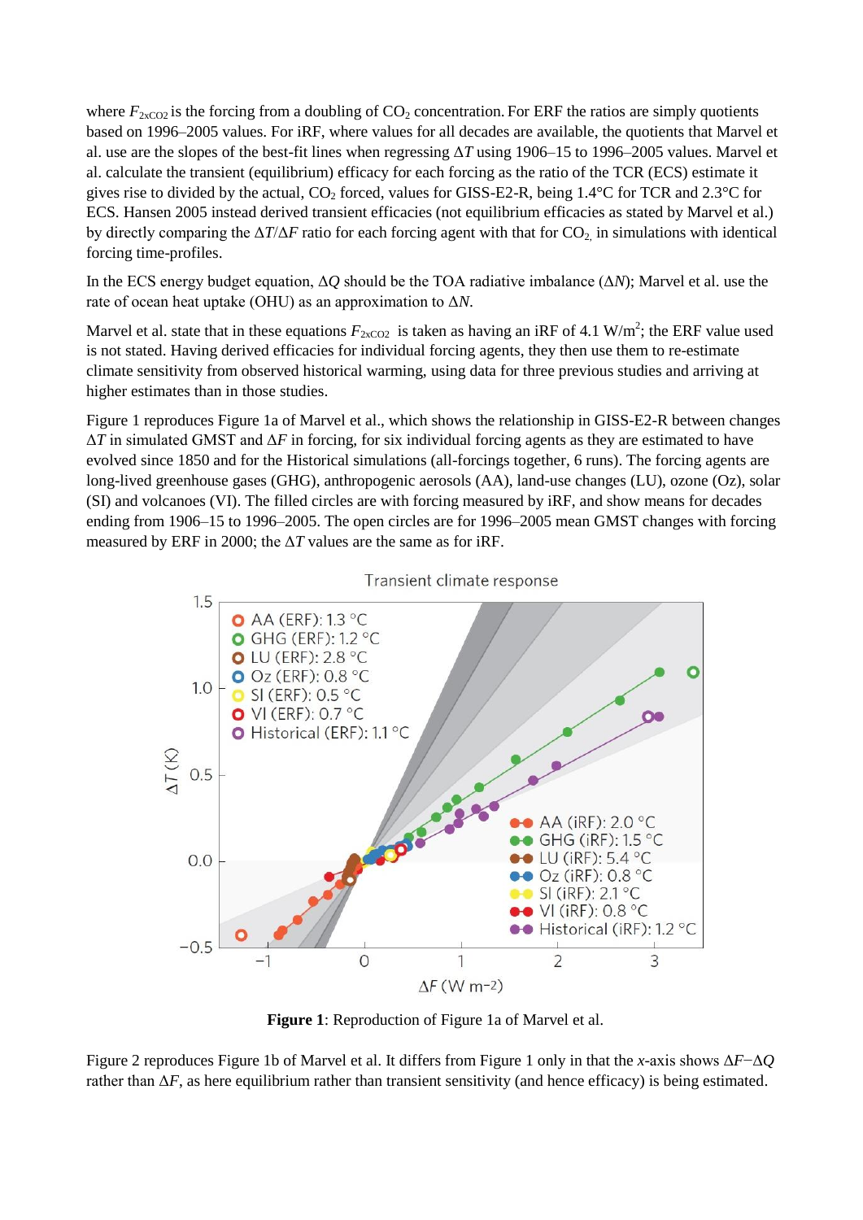where $F_{2xCO2}$ is the forcing from a doubling of $CO_2$ concentration. For ERF the ratios are simply quotients based on 1996–2005 values. For iRF, where values for all decades are available, the quotients that Marvel et al. use are the slopes of the best-fit lines when regressing $\Delta T$ using 1906–15 to 1996–2005 values. Marvel et al. calculate the transient (equilibrium) efficacy for each forcing as the ratio of the TCR (ECS) estimate it gives rise to divided by the actual, $CO_2$ forced, values for GISS-E2-R, being 1.4°C for TCR and 2.3°C for ECS. Hansen 2005 instead derived transient efficacies (not equilibrium efficacies as stated by Marvel et al.) by directly comparing the $\Delta T/\Delta F$ ratio for each forcing agent with that for $CO_2$, in simulations with identical forcing time-profiles.

In the ECS energy budget equation, $\Delta Q$ should be the TOA radiative imbalance ($\Delta N$); Marvel et al. use the rate of ocean heat uptake (OHU) as an approximation to $\Delta N$.

Marvel et al. state that in these equations $F_{2xCO2}$ is taken as having an iRF of 4.1 W/m$^2$; the ERF value used is not stated. Having derived efficacies for individual forcing agents, they then use them to re-estimate climate sensitivity from observed historical warming, using data for three previous studies and arriving at higher estimates than in those studies.

Figure 1 reproduces Figure 1a of Marvel et al., which shows the relationship in GISS-E2-R between changes $\Delta T$ in simulated GMST and $\Delta F$ in forcing, for six individual forcing agents as they are estimated to have evolved since 1850 and for the Historical simulations (all-forcings together, 6 runs). The forcing agents are long-lived greenhouse gases (GHG), anthropogenic aerosols (AA), land-use changes (LU), ozone (Oz), solar (SI) and volcanoes (VI). The filled circles are with forcing measured by iRF, and show means for decades ending from 1906–15 to 1996–2005. The open circles are for 1996–2005 mean GMST changes with forcing measured by ERF in 2000; the $\Delta T$ values are the same as for iRF.

**Figure 1**: Reproduction of Figure 1a of Marvel et al.

Figure 2 reproduces Figure 1b of Marvel et al. It differs from Figure 1 only in that the *x*-axis shows $\Delta F - \Delta Q$ rather than $\Delta F$, as here equilibrium rather than transient sensitivity (and hence efficacy) is being estimated.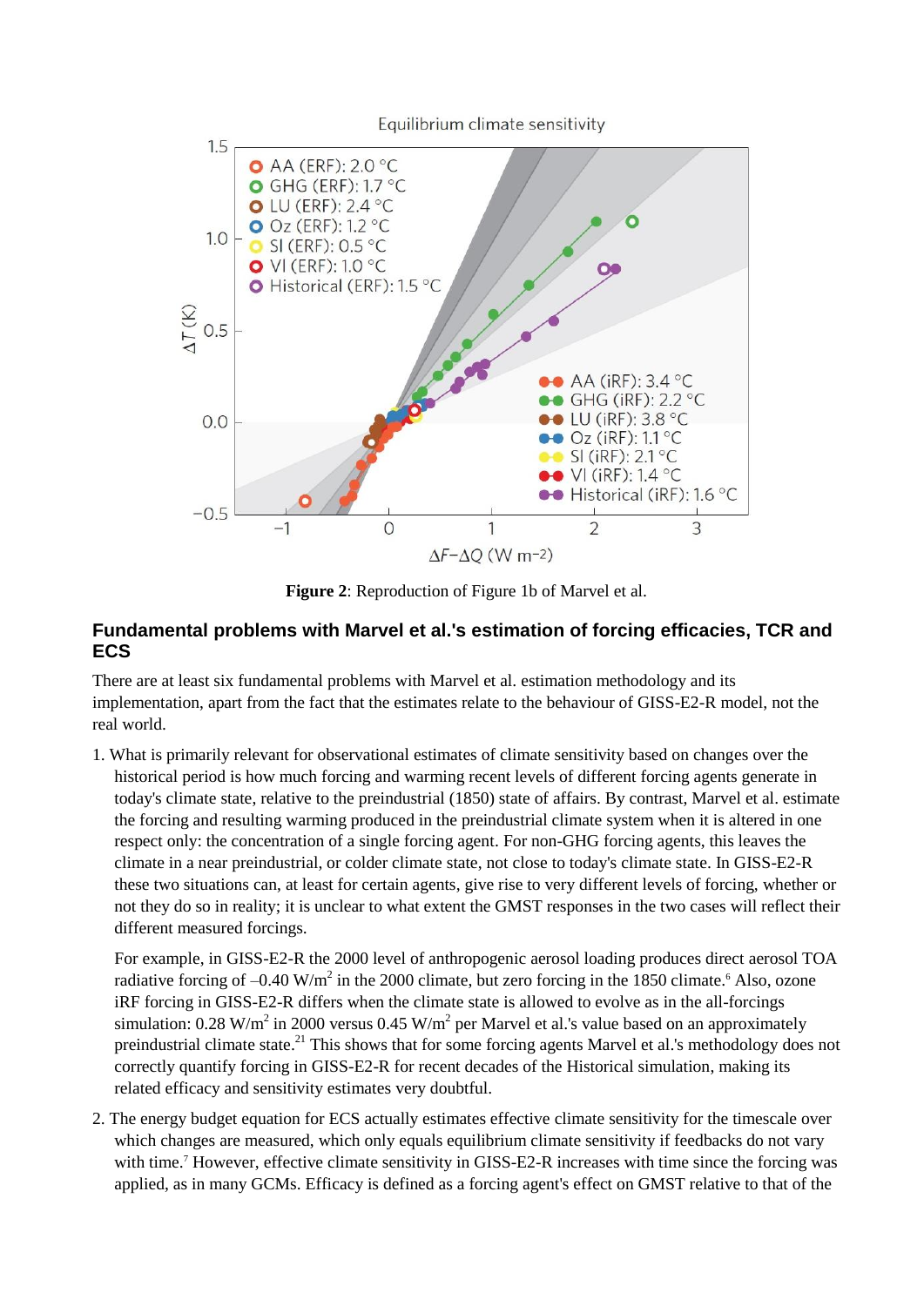**Figure 2**: Reproduction of Figure 1b of Marvel et al.

## Fundamental problems with Marvel et al.'s estimation of forcing efficacies, TCR and ECS

There are at least six fundamental problems with Marvel et al. estimation methodology and its implementation, apart from the fact that the estimates relate to the behaviour of GISS-E2-R model, not the real world.

1. What is primarily relevant for observational estimates of climate sensitivity based on changes over the historical period is how much forcing and warming recent levels of different forcing agents generate in today's climate state, relative to the preindustrial (1850) state of affairs. By contrast, Marvel et al. estimate the forcing and resulting warming produced in the preindustrial climate system when it is altered in one respect only: the concentration of a single forcing agent. For non-GHG forcing agents, this leaves the climate in a near preindustrial, or colder climate state, not close to today's climate state. In GISS-E2-R these two situations can, at least for certain agents, give rise to very different levels of forcing, whether or not they do so in reality; it is unclear to what extent the GMST responses in the two cases will reflect their different measured forcings.

   For example, in GISS-E2-R the 2000 level of anthropogenic aerosol loading produces direct aerosol TOA radiative forcing of –0.40 W/m$^2$ in the 2000 climate, but zero forcing in the 1850 climate.[6] Also, ozone iRF forcing in GISS-E2-R differs when the climate state is allowed to evolve as in the all-forcings simulation: 0.28 W/m$^2$ in 2000 versus 0.45 W/m$^2$ per Marvel et al.'s value based on an approximately preindustrial climate state.[21] This shows that for some forcing agents Marvel et al.'s methodology does not correctly quantify forcing in GISS-E2-R for recent decades of the Historical simulation, making its related efficacy and sensitivity estimates very doubtful.

2. The energy budget equation for ECS actually estimates effective climate sensitivity for the timescale over which changes are measured, which only equals equilibrium climate sensitivity if feedbacks do not vary with time.[7] However, effective climate sensitivity in GISS-E2-R increases with time since the forcing was applied, as in many GCMs. Efficacy is defined as a forcing agent's effect on GMST relative to that of the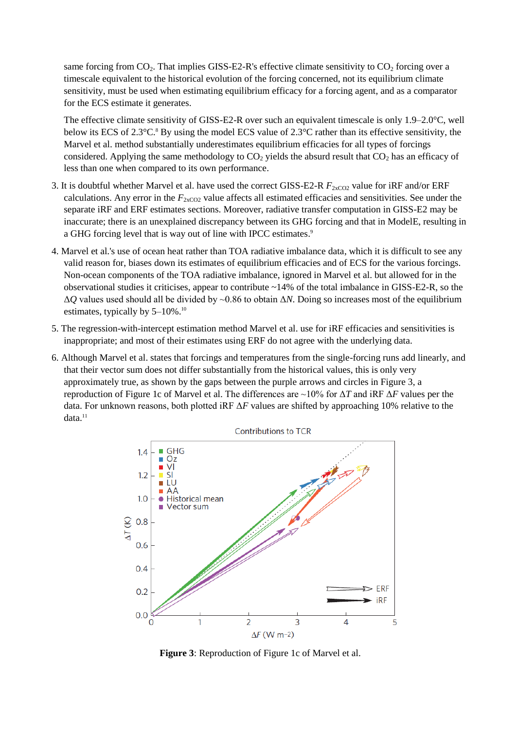same forcing from $CO_2$. That implies GISS-E2-R's effective climate sensitivity to $CO_2$ forcing over a timescale equivalent to the historical evolution of the forcing concerned, not its equilibrium climate sensitivity, must be used when estimating equilibrium efficacy for a forcing agent, and as a comparator for the ECS estimate it generates.

The effective climate sensitivity of GISS-E2-R over such an equivalent timescale is only 1.9–2.0°C, well below its ECS of 2.3°C.[8] By using the model ECS value of 2.3°C rather than its effective sensitivity, the Marvel et al. method substantially underestimates equilibrium efficacies for all types of forcings considered. Applying the same methodology to $CO_2$ yields the absurd result that $CO_2$ has an efficacy of less than one when compared to its own performance.

3. It is doubtful whether Marvel et al. have used the correct GISS-E2-R $F_{2xCO2}$ value for iRF and/or ERF calculations. Any error in the $F_{2xCO2}$ value affects all estimated efficacies and sensitivities. See under the separate iRF and ERF estimates sections. Moreover, radiative transfer computation in GISS-E2 may be inaccurate; there is an unexplained discrepancy between its GHG forcing and that in ModelE, resulting in a GHG forcing level that is way out of line with IPCC estimates.[9]

4. Marvel et al.'s use of ocean heat rather than TOA radiative imbalance data, which it is difficult to see any valid reason for, biases down its estimates of equilibrium efficacies and of ECS for the various forcings. Non-ocean components of the TOA radiative imbalance, ignored in Marvel et al. but allowed for in the observational studies it criticises, appear to contribute ~14% of the total imbalance in GISS-E2-R, so the $\Delta Q$ values used should all be divided by ~0.86 to obtain $\Delta N$. Doing so increases most of the equilibrium estimates, typically by 5–10%.[10]

5. The regression-with-intercept estimation method Marvel et al. use for iRF efficacies and sensitivities is inappropriate; and most of their estimates using ERF do not agree with the underlying data.

6. Although Marvel et al. states that forcings and temperatures from the single-forcing runs add linearly, and that their vector sum does not differ substantially from the historical values, this is only very approximately true, as shown by the gaps between the purple arrows and circles in Figure 3, a reproduction of Figure 1c of Marvel et al. The differences are ~10% for $\Delta T$ and iRF $\Delta F$ values per the data. For unknown reasons, both plotted iRF $\Delta F$ values are shifted by approaching 10% relative to the data.[11]

**Figure 3**: Reproduction of Figure 1c of Marvel et al.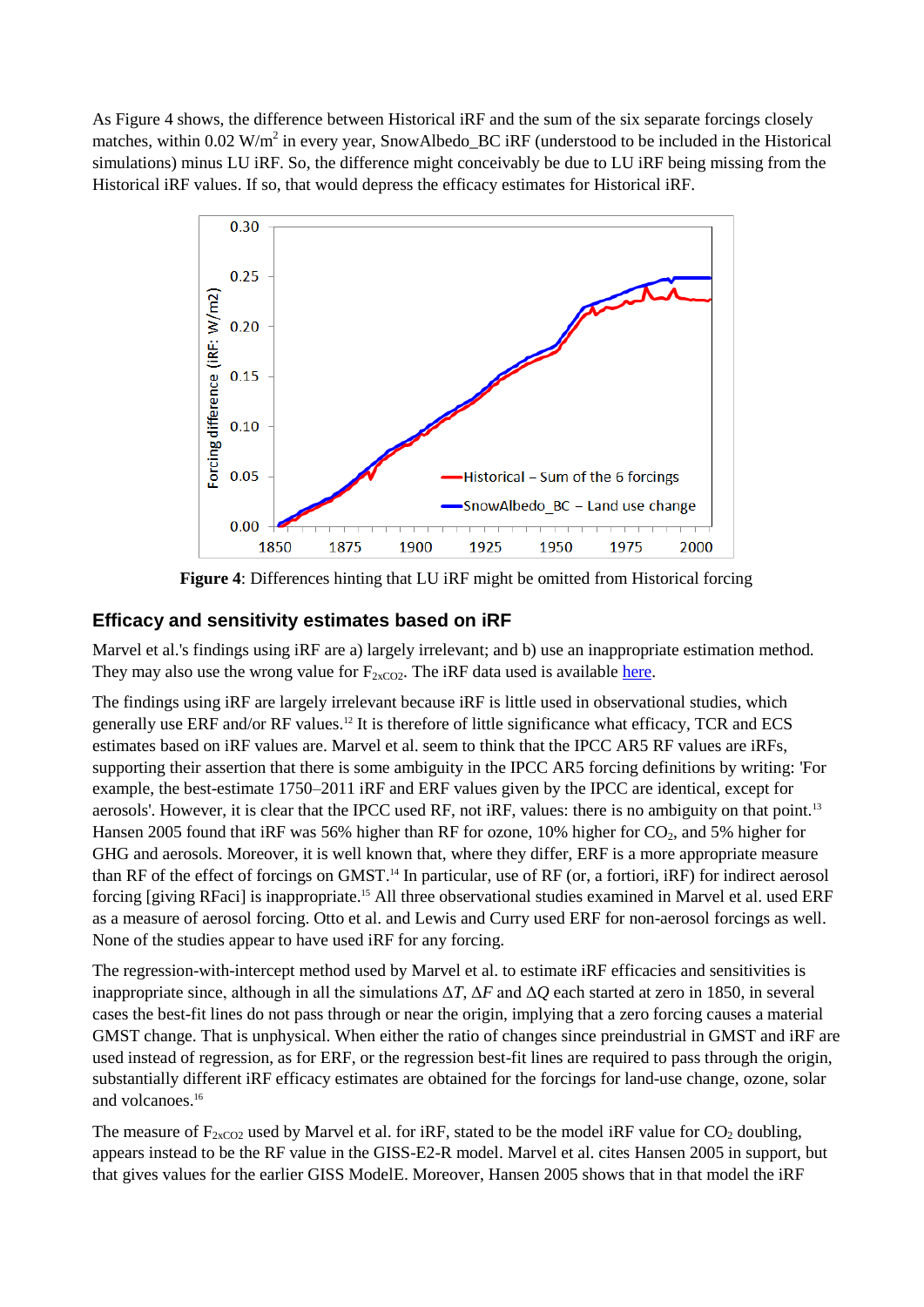As Figure 4 shows, the difference between Historical iRF and the sum of the six separate forcings closely matches, within 0.02 W/m$^2$ in every year, SnowAlbedo_BC iRF (understood to be included in the Historical simulations) minus LU iRF. So, the difference might conceivably be due to LU iRF being missing from the Historical iRF values. If so, that would depress the efficacy estimates for Historical iRF.

**Figure 4**: Differences hinting that LU iRF might be omitted from Historical forcing

## Efficacy and sensitivity estimates based on iRF

Marvel et al.'s findings using iRF are a) largely irrelevant; and b) use an inappropriate estimation method. They may also use the wrong value for $F_{2xCO2}$. The iRF data used is available here.

The findings using iRF are largely irrelevant because iRF is little used in observational studies, which generally use ERF and/or RF values.[12] It is therefore of little significance what efficacy, TCR and ECS estimates based on iRF values are. Marvel et al. seem to think that the IPCC AR5 RF values are iRFs, supporting their assertion that there is some ambiguity in the IPCC AR5 forcing definitions by writing: 'For example, the best-estimate 1750–2011 iRF and ERF values given by the IPCC are identical, except for aerosols'. However, it is clear that the IPCC used RF, not iRF, values: there is no ambiguity on that point.[13] Hansen 2005 found that iRF was 56% higher than RF for ozone, 10% higher for $CO_2$, and 5% higher for GHG and aerosols. Moreover, it is well known that, where they differ, ERF is a more appropriate measure than RF of the effect of forcings on GMST.[14] In particular, use of RF (or, a fortiori, iRF) for indirect aerosol forcing [giving RFaci] is inappropriate.[15] All three observational studies examined in Marvel et al. used ERF as a measure of aerosol forcing. Otto et al. and Lewis and Curry used ERF for non-aerosol forcings as well. None of the studies appear to have used iRF for any forcing.

The regression-with-intercept method used by Marvel et al. to estimate iRF efficacies and sensitivities is inappropriate since, although in all the simulations $\Delta T$, $\Delta F$ and $\Delta Q$ each started at zero in 1850, in several cases the best-fit lines do not pass through or near the origin, implying that a zero forcing causes a material GMST change. That is unphysical. When either the ratio of changes since preindustrial in GMST and iRF are used instead of regression, as for ERF, or the regression best-fit lines are required to pass through the origin, substantially different iRF efficacy estimates are obtained for the forcings for land-use change, ozone, solar and volcanoes.[16]

The measure of $F_{2xCO2}$ used by Marvel et al. for iRF, stated to be the model iRF value for $CO_2$ doubling, appears instead to be the RF value in the GISS-E2-R model. Marvel et al. cites Hansen 2005 in support, but that gives values for the earlier GISS ModelE. Moreover, Hansen 2005 shows that in that model the iRF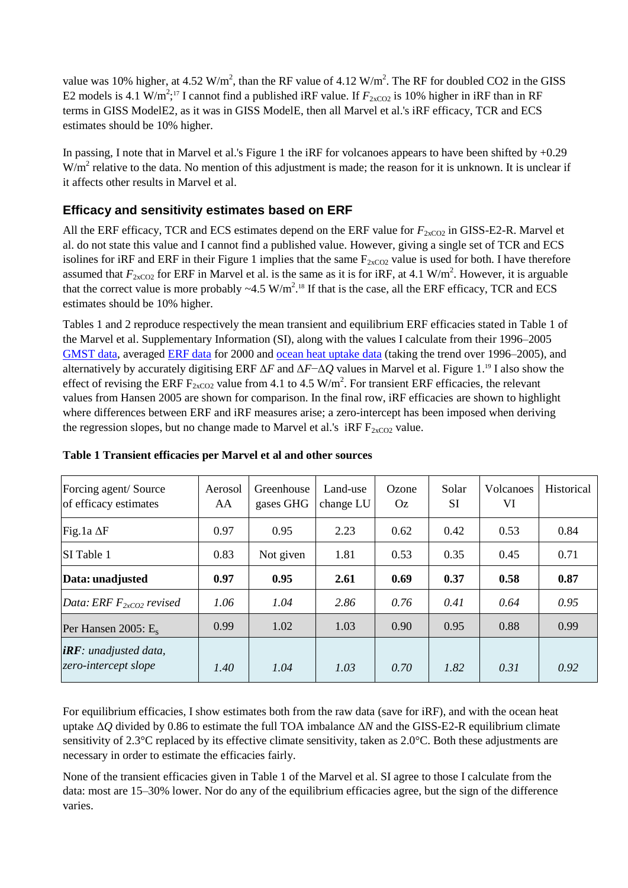value was 10% higher, at 4.52 W/m$^2$, than the RF value of 4.12 W/m$^2$. The RF for doubled CO2 in the GISS E2 models is 4.1 W/m$^2$;[17] I cannot find a published iRF value. If $F_{2xCO2}$ is 10% higher in iRF than in RF terms in GISS ModelE2, as it was in GISS ModelE, then all Marvel et al.'s iRF efficacy, TCR and ECS estimates should be 10% higher.

In passing, I note that in Marvel et al.'s Figure 1 the iRF for volcanoes appears to have been shifted by +0.29 W/m$^2$ relative to the data. No mention of this adjustment is made; the reason for it is unknown. It is unclear if it affects other results in Marvel et al.

## Efficacy and sensitivity estimates based on ERF

All the ERF efficacy, TCR and ECS estimates depend on the ERF value for $F_{2xCO2}$ in GISS-E2-R. Marvel et al. do not state this value and I cannot find a published value. However, giving a single set of TCR and ECS isolines for iRF and ERF in their Figure 1 implies that the same $F_{2xCO2}$ value is used for both. I have therefore assumed that $F_{2xCO2}$ for ERF in Marvel et al. is the same as it is for iRF, at 4.1 W/m$^2$. However, it is arguable that the correct value is more probably ~4.5 W/m$^2$.[18] If that is the case, all the ERF efficacy, TCR and ECS estimates should be 10% higher.

Tables 1 and 2 reproduce respectively the mean transient and equilibrium ERF efficacies stated in Table 1 of the Marvel et al. Supplementary Information (SI), along with the values I calculate from their 1996–2005 GMST data, averaged ERF data for 2000 and ocean heat uptake data (taking the trend over 1996–2005), and alternatively by accurately digitising ERF $\Delta F$ and $\Delta F - \Delta Q$ values in Marvel et al. Figure 1.[19] I also show the effect of revising the ERF $F_{2xCO2}$ value from 4.1 to 4.5 W/m$^2$. For transient ERF efficacies, the relevant values from Hansen 2005 are shown for comparison. In the final row, iRF efficacies are shown to highlight where differences between ERF and iRF measures arise; a zero-intercept has been imposed when deriving the regression slopes, but no change made to Marvel et al.'s iRF $F_{2xCO2}$ value.

**Table 1 Transient efficacies per Marvel et al and other sources**

| Forcing agent/ Source of efficacy estimates | Aerosol AA | Greenhouse gases GHG | Land-use change LU | Ozone Oz | Solar SI | Volcanoes VI | Historical |
|---|---|---|---|---|---|---|---|
| Fig.1a $\Delta$F | 0.97 | 0.95 | 2.23 | 0.62 | 0.42 | 0.53 | 0.84 |
| SI Table 1 | 0.83 | Not given | 1.81 | 0.53 | 0.35 | 0.45 | 0.71 |
| **Data: unadjusted** | **0.97** | **0.95** | **2.61** | **0.69** | **0.37** | **0.58** | **0.87** |
| *Data: ERF $F_{2xCO2}$ revised* | *1.06* | *1.04* | *2.86* | *0.76* | *0.41* | *0.64* | *0.95* |
| Per Hansen 2005: $E_s$ | 0.99 | 1.02 | 1.03 | 0.90 | 0.95 | 0.88 | 0.99 |
| ***iRF**: unadjusted data, zero-intercept slope* | *1.40* | *1.04* | *1.03* | *0.70* | *1.82* | *0.31* | *0.92* |

For equilibrium efficacies, I show estimates both from the raw data (save for iRF), and with the ocean heat uptake $\Delta Q$ divided by 0.86 to estimate the full TOA imbalance $\Delta N$ and the GISS-E2-R equilibrium climate sensitivity of 2.3°C replaced by its effective climate sensitivity, taken as 2.0°C. Both these adjustments are necessary in order to estimate the efficacies fairly.

None of the transient efficacies given in Table 1 of the Marvel et al. SI agree to those I calculate from the data: most are 15–30% lower. Nor do any of the equilibrium efficacies agree, but the sign of the difference varies.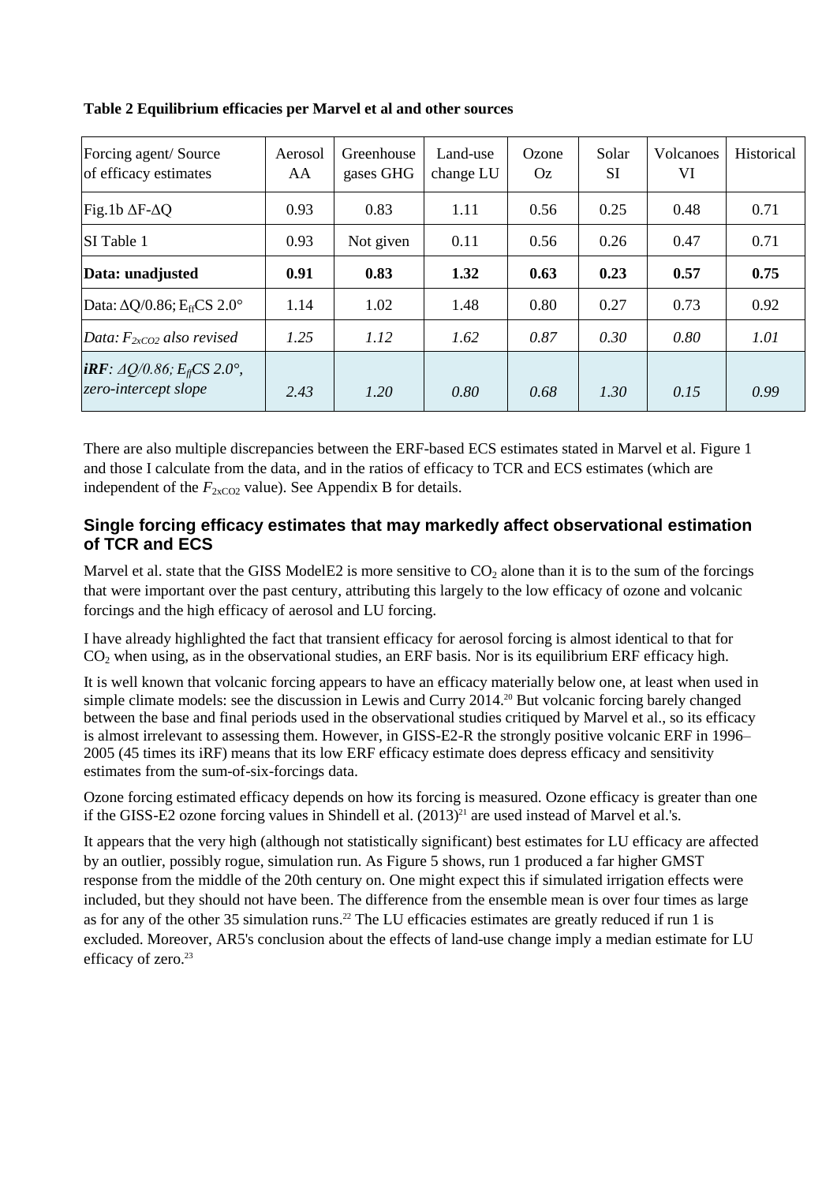**Table 2 Equilibrium efficacies per Marvel et al and other sources**

| Forcing agent/ Source of efficacy estimates | Aerosol AA | Greenhouse gases GHG | Land-use change LU | Ozone Oz | Solar SI | Volcanoes VI | Historical |
|---|---|---|---|---|---|---|---|
| Fig.1b $\Delta F$-$\Delta Q$ | 0.93 | 0.83 | 1.11 | 0.56 | 0.25 | 0.48 | 0.71 |
| SI Table 1 | 0.93 | Not given | 0.11 | 0.56 | 0.26 | 0.47 | 0.71 |
| **Data: unadjusted** | **0.91** | **0.83** | **1.32** | **0.63** | **0.23** | **0.57** | **0.75** |
| Data: $\Delta Q$/0.86; $E_{ff}$CS 2.0° | 1.14 | 1.02 | 1.48 | 0.80 | 0.27 | 0.73 | 0.92 |
| *Data: $F_{2xCO2}$ also revised* | *1.25* | *1.12* | *1.62* | *0.87* | *0.30* | *0.80* | *1.01* |
| ***iRF**: $\Delta Q$/0.86; $E_{ff}$CS 2.0°, zero-intercept slope* | *2.43* | *1.20* | *0.80* | *0.68* | *1.30* | *0.15* | *0.99* |

There are also multiple discrepancies between the ERF-based ECS estimates stated in Marvel et al. Figure 1 and those I calculate from the data, and in the ratios of efficacy to TCR and ECS estimates (which are independent of the $F_{2xCO2}$ value). See Appendix B for details.

## Single forcing efficacy estimates that may markedly affect observational estimation of TCR and ECS

Marvel et al. state that the GISS ModelE2 is more sensitive to $CO_2$ alone than it is to the sum of the forcings that were important over the past century, attributing this largely to the low efficacy of ozone and volcanic forcings and the high efficacy of aerosol and LU forcing.

I have already highlighted the fact that transient efficacy for aerosol forcing is almost identical to that for $CO_2$ when using, as in the observational studies, an ERF basis. Nor is its equilibrium ERF efficacy high.

It is well known that volcanic forcing appears to have an efficacy materially below one, at least when used in simple climate models: see the discussion in Lewis and Curry 2014.[20] But volcanic forcing barely changed between the base and final periods used in the observational studies critiqued by Marvel et al., so its efficacy is almost irrelevant to assessing them. However, in GISS-E2-R the strongly positive volcanic ERF in 1996–2005 (45 times its iRF) means that its low ERF efficacy estimate does depress efficacy and sensitivity estimates from the sum-of-six-forcings data.

Ozone forcing estimated efficacy depends on how its forcing is measured. Ozone efficacy is greater than one if the GISS-E2 ozone forcing values in Shindell et al. (2013)[21] are used instead of Marvel et al.'s.

It appears that the very high (although not statistically significant) best estimates for LU efficacy are affected by an outlier, possibly rogue, simulation run. As Figure 5 shows, run 1 produced a far higher GMST response from the middle of the 20th century on. One might expect this if simulated irrigation effects were included, but they should not have been. The difference from the ensemble mean is over four times as large as for any of the other 35 simulation runs.[22] The LU efficacies estimates are greatly reduced if run 1 is excluded. Moreover, AR5's conclusion about the effects of land-use change imply a median estimate for LU efficacy of zero.[23]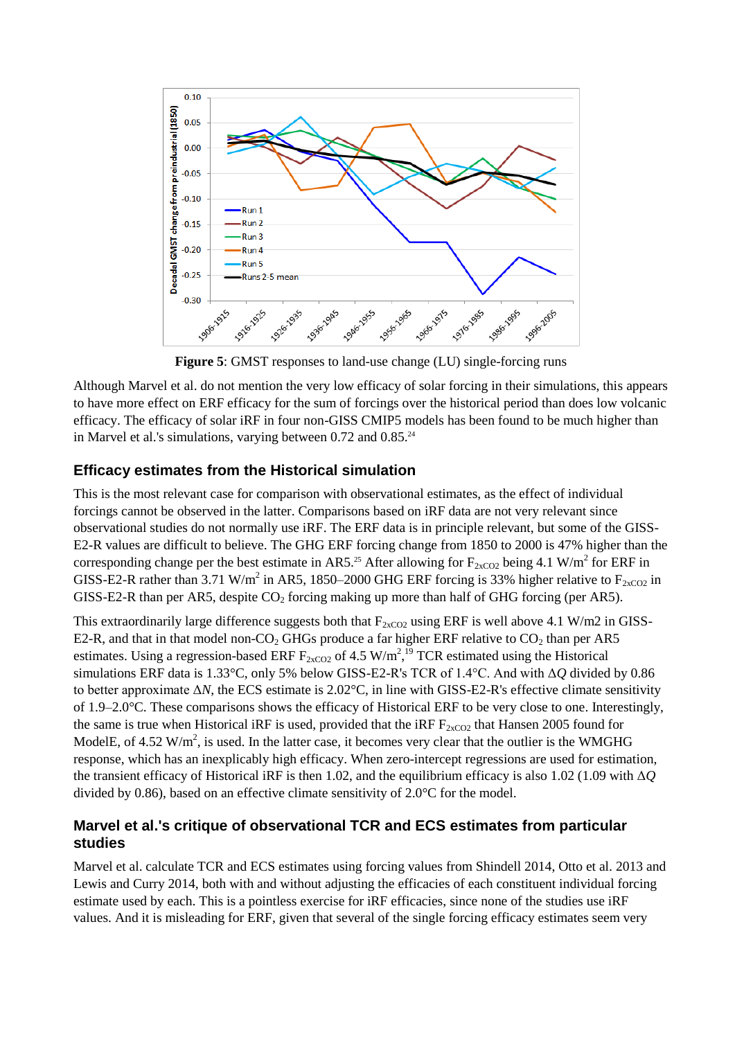**Figure 5**: GMST responses to land-use change (LU) single-forcing runs

Although Marvel et al. do not mention the very low efficacy of solar forcing in their simulations, this appears to have more effect on ERF efficacy for the sum of forcings over the historical period than does low volcanic efficacy. The efficacy of solar iRF in four non-GISS CMIP5 models has been found to be much higher than in Marvel et al.'s simulations, varying between 0.72 and 0.85.[24]

## Efficacy estimates from the Historical simulation

This is the most relevant case for comparison with observational estimates, as the effect of individual forcings cannot be observed in the latter. Comparisons based on iRF data are not very relevant since observational studies do not normally use iRF. The ERF data is in principle relevant, but some of the GISS-E2-R values are difficult to believe. The GHG ERF forcing change from 1850 to 2000 is 47% higher than the corresponding change per the best estimate in AR5.[25] After allowing for $F_{2xCO2}$ being 4.1 W/m$^2$ for ERF in GISS-E2-R rather than 3.71 W/m$^2$ in AR5, 1850–2000 GHG ERF forcing is 33% higher relative to $F_{2xCO2}$ in GISS-E2-R than per AR5, despite $CO_2$ forcing making up more than half of GHG forcing (per AR5).

This extraordinarily large difference suggests both that $F_{2xCO2}$ using ERF is well above 4.1 W/m2 in GISS-E2-R, and that in that model non-$CO_2$ GHGs produce a far higher ERF relative to $CO_2$ than per AR5 estimates. Using a regression-based ERF $F_{2xCO2}$ of 4.5 W/m$^2$,[19] TCR estimated using the Historical simulations ERF data is 1.33°C, only 5% below GISS-E2-R's TCR of 1.4°C. And with $\Delta Q$ divided by 0.86 to better approximate $\Delta N$, the ECS estimate is 2.02°C, in line with GISS-E2-R's effective climate sensitivity of 1.9–2.0°C. These comparisons shows the efficacy of Historical ERF to be very close to one. Interestingly, the same is true when Historical iRF is used, provided that the iRF $F_{2xCO2}$ that Hansen 2005 found for ModelE, of 4.52 W/m$^2$, is used. In the latter case, it becomes very clear that the outlier is the WMGHG response, which has an inexplicably high efficacy. When zero-intercept regressions are used for estimation, the transient efficacy of Historical iRF is then 1.02, and the equilibrium efficacy is also 1.02 (1.09 with $\Delta Q$ divided by 0.86), based on an effective climate sensitivity of 2.0°C for the model.

## Marvel et al.'s critique of observational TCR and ECS estimates from particular studies

Marvel et al. calculate TCR and ECS estimates using forcing values from Shindell 2014, Otto et al. 2013 and Lewis and Curry 2014, both with and without adjusting the efficacies of each constituent individual forcing estimate used by each. This is a pointless exercise for iRF efficacies, since none of the studies use iRF values. And it is misleading for ERF, given that several of the single forcing efficacy estimates seem very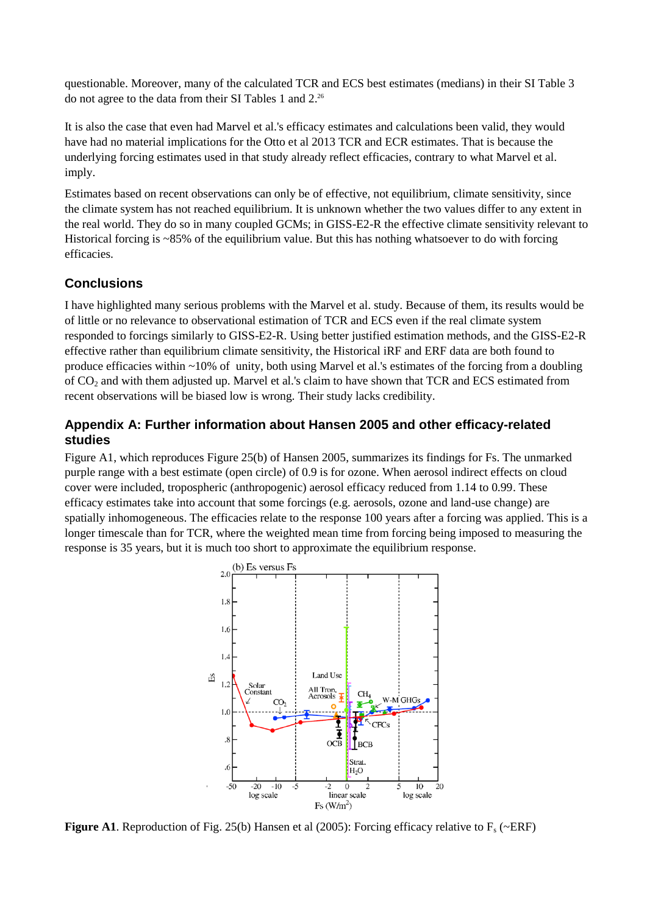questionable. Moreover, many of the calculated TCR and ECS best estimates (medians) in their SI Table 3 do not agree to the data from their SI Tables 1 and 2.[26]

It is also the case that even had Marvel et al.'s efficacy estimates and calculations been valid, they would have had no material implications for the Otto et al 2013 TCR and ECR estimates. That is because the underlying forcing estimates used in that study already reflect efficacies, contrary to what Marvel et al. imply.

Estimates based on recent observations can only be of effective, not equilibrium, climate sensitivity, since the climate system has not reached equilibrium. It is unknown whether the two values differ to any extent in the real world. They do so in many coupled GCMs; in GISS-E2-R the effective climate sensitivity relevant to Historical forcing is ~85% of the equilibrium value. But this has nothing whatsoever to do with forcing efficacies.

## Conclusions

I have highlighted many serious problems with the Marvel et al. study. Because of them, its results would be of little or no relevance to observational estimation of TCR and ECS even if the real climate system responded to forcings similarly to GISS-E2-R. Using better justified estimation methods, and the GISS-E2-R effective rather than equilibrium climate sensitivity, the Historical iRF and ERF data are both found to produce efficacies within ~10% of unity, both using Marvel et al.'s estimates of the forcing from a doubling of $CO_2$ and with them adjusted up. Marvel et al.'s claim to have shown that TCR and ECS estimated from recent observations will be biased low is wrong. Their study lacks credibility.

## Appendix A: Further information about Hansen 2005 and other efficacy-related studies

Figure A1, which reproduces Figure 25(b) of Hansen 2005, summarizes its findings for Fs. The unmarked purple range with a best estimate (open circle) of 0.9 is for ozone. When aerosol indirect effects on cloud cover were included, tropospheric (anthropogenic) aerosol efficacy reduced from 1.14 to 0.99. These efficacy estimates take into account that some forcings (e.g. aerosols, ozone and land-use change) are spatially inhomogeneous. The efficacies relate to the response 100 years after a forcing was applied. This is a longer timescale than for TCR, where the weighted mean time from forcing being imposed to measuring the response is 35 years, but it is much too short to approximate the equilibrium response.

**Figure A1**. Reproduction of Fig. 25(b) Hansen et al (2005): Forcing efficacy relative to $F_s$ (~ERF)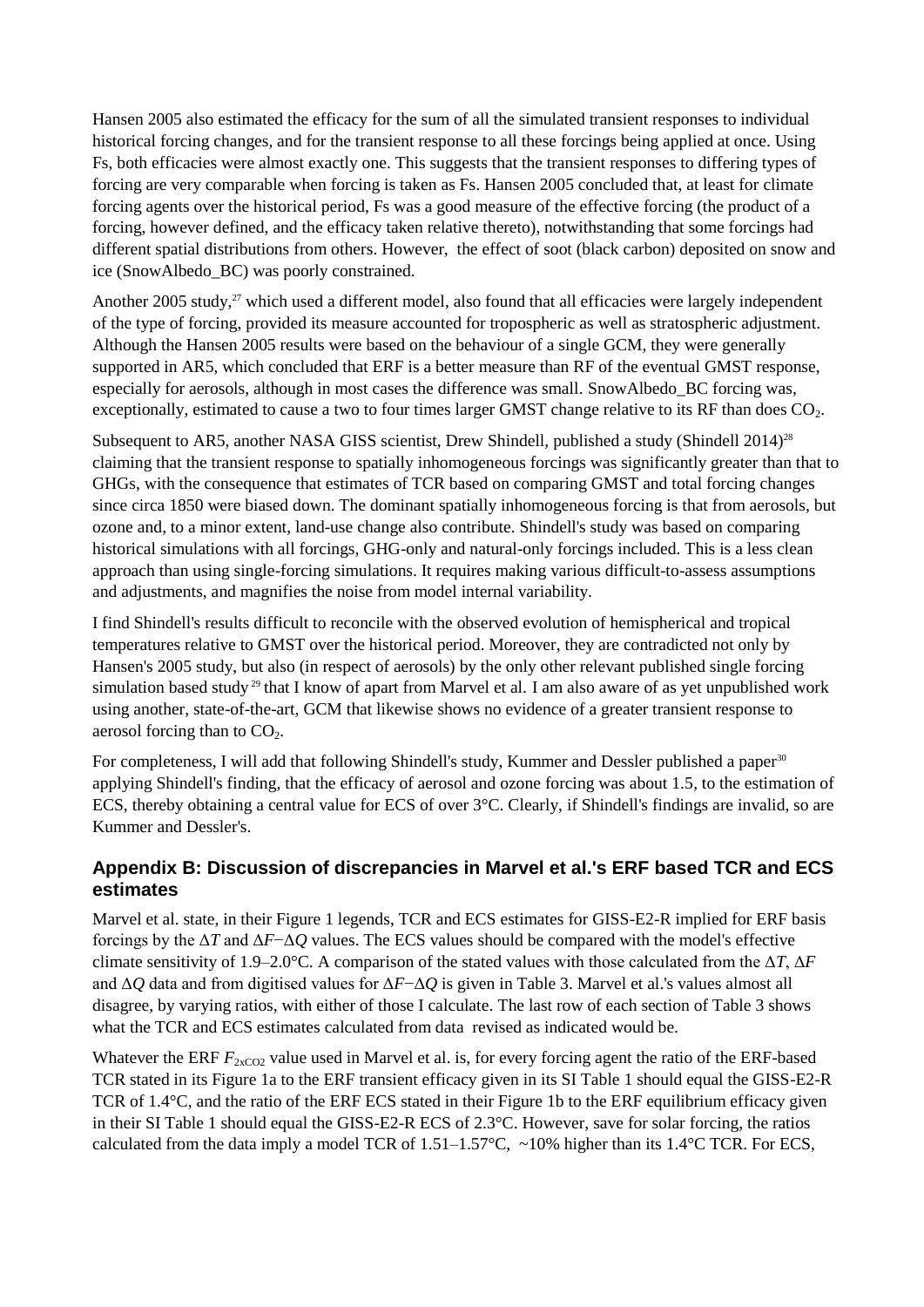Hansen 2005 also estimated the efficacy for the sum of all the simulated transient responses to individual historical forcing changes, and for the transient response to all these forcings being applied at once. Using Fs, both efficacies were almost exactly one. This suggests that the transient responses to differing types of forcing are very comparable when forcing is taken as Fs. Hansen 2005 concluded that, at least for climate forcing agents over the historical period, Fs was a good measure of the effective forcing (the product of a forcing, however defined, and the efficacy taken relative thereto), notwithstanding that some forcings had different spatial distributions from others. However, the effect of soot (black carbon) deposited on snow and ice (SnowAlbedo_BC) was poorly constrained.

Another 2005 study,[27] which used a different model, also found that all efficacies were largely independent of the type of forcing, provided its measure accounted for tropospheric as well as stratospheric adjustment. Although the Hansen 2005 results were based on the behaviour of a single GCM, they were generally supported in AR5, which concluded that ERF is a better measure than RF of the eventual GMST response, especially for aerosols, although in most cases the difference was small. SnowAlbedo_BC forcing was, exceptionally, estimated to cause a two to four times larger GMST change relative to its RF than does $CO_2$.

Subsequent to AR5, another NASA GISS scientist, Drew Shindell, published a study (Shindell 2014)[28] claiming that the transient response to spatially inhomogeneous forcings was significantly greater than that to GHGs, with the consequence that estimates of TCR based on comparing GMST and total forcing changes since circa 1850 were biased down. The dominant spatially inhomogeneous forcing is that from aerosols, but ozone and, to a minor extent, land-use change also contribute. Shindell's study was based on comparing historical simulations with all forcings, GHG-only and natural-only forcings included. This is a less clean approach than using single-forcing simulations. It requires making various difficult-to-assess assumptions and adjustments, and magnifies the noise from model internal variability.

I find Shindell's results difficult to reconcile with the observed evolution of hemispherical and tropical temperatures relative to GMST over the historical period. Moreover, they are contradicted not only by Hansen's 2005 study, but also (in respect of aerosols) by the only other relevant published single forcing simulation based study[29] that I know of apart from Marvel et al. I am also aware of as yet unpublished work using another, state-of-the-art, GCM that likewise shows no evidence of a greater transient response to aerosol forcing than to $CO_2$.

For completeness, I will add that following Shindell's study, Kummer and Dessler published a paper[30] applying Shindell's finding, that the efficacy of aerosol and ozone forcing was about 1.5, to the estimation of ECS, thereby obtaining a central value for ECS of over 3°C. Clearly, if Shindell's findings are invalid, so are Kummer and Dessler's.

## Appendix B: Discussion of discrepancies in Marvel et al.'s ERF based TCR and ECS estimates

Marvel et al. state, in their Figure 1 legends, TCR and ECS estimates for GISS-E2-R implied for ERF basis forcings by the $\Delta T$ and $\Delta F - \Delta Q$ values. The ECS values should be compared with the model's effective climate sensitivity of 1.9–2.0°C. A comparison of the stated values with those calculated from the $\Delta T$, $\Delta F$ and $\Delta Q$ data and from digitised values for $\Delta F - \Delta Q$ is given in Table 3. Marvel et al.'s values almost all disagree, by varying ratios, with either of those I calculate. The last row of each section of Table 3 shows what the TCR and ECS estimates calculated from data revised as indicated would be.

Whatever the ERF $F_{2xCO2}$ value used in Marvel et al. is, for every forcing agent the ratio of the ERF-based TCR stated in its Figure 1a to the ERF transient efficacy given in its SI Table 1 should equal the GISS-E2-R TCR of 1.4°C, and the ratio of the ERF ECS stated in their Figure 1b to the ERF equilibrium efficacy given in their SI Table 1 should equal the GISS-E2-R ECS of 2.3°C. However, save for solar forcing, the ratios calculated from the data imply a model TCR of 1.51–1.57°C, ~10% higher than its 1.4°C TCR. For ECS,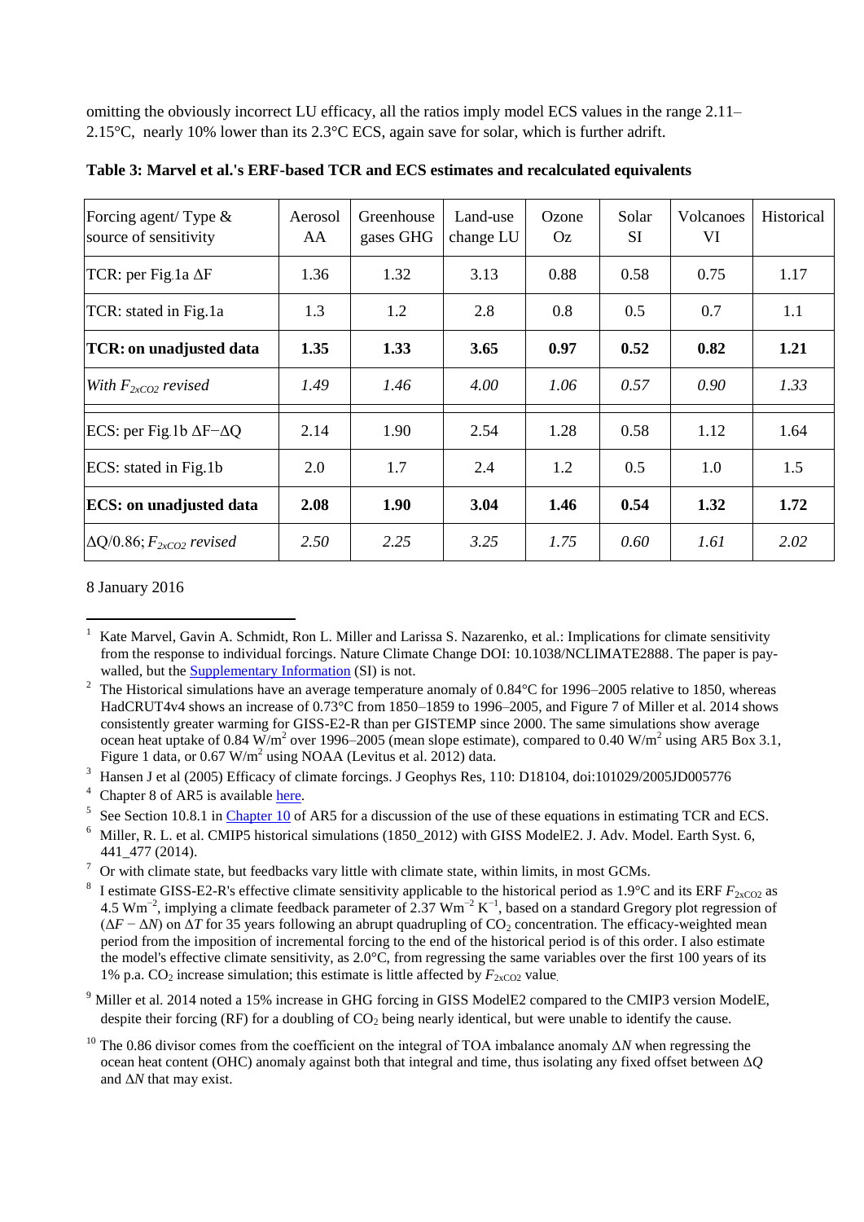omitting the obviously incorrect LU efficacy, all the ratios imply model ECS values in the range 2.11–2.15°C, nearly 10% lower than its 2.3°C ECS, again save for solar, which is further adrift.

**Table 3: Marvel et al.'s ERF-based TCR and ECS estimates and recalculated equivalents**

| Forcing agent/ Type & source of sensitivity | Aerosol AA | Greenhouse gases GHG | Land-use change LU | Ozone Oz | Solar SI | Volcanoes VI | Historical |
|---|---|---|---|---|---|---|---|
| TCR: per Fig.1a $\Delta F$ | 1.36 | 1.32 | 3.13 | 0.88 | 0.58 | 0.75 | 1.17 |
| TCR: stated in Fig.1a | 1.3 | 1.2 | 2.8 | 0.8 | 0.5 | 0.7 | 1.1 |
| **TCR: on unadjusted data** | **1.35** | **1.33** | **3.65** | **0.97** | **0.52** | **0.82** | **1.21** |
| *With $F_{2xCO2}$ revised* | *1.49* | *1.46* | *4.00* | *1.06* | *0.57* | *0.90* | *1.33* |
| ECS: per Fig.1b $\Delta F - \Delta Q$ | 2.14 | 1.90 | 2.54 | 1.28 | 0.58 | 1.12 | 1.64 |
| ECS: stated in Fig.1b | 2.0 | 1.7 | 2.4 | 1.2 | 0.5 | 1.0 | 1.5 |
| **ECS: on unadjusted data** | **2.08** | **1.90** | **3.04** | **1.46** | **0.54** | **1.32** | **1.72** |
| *$\Delta Q/0.86$; $F_{2xCO2}$ revised* | *2.50* | *2.25* | *3.25* | *1.75* | *0.60* | *1.61* | *2.02* |

8 January 2016

---

[1] Kate Marvel, Gavin A. Schmidt, Ron L. Miller and Larissa S. Nazarenko, et al.: Implications for climate sensitivity from the response to individual forcings. Nature Climate Change DOI: 10.1038/NCLIMATE2888. The paper is pay-walled, but the Supplementary Information (SI) is not.

[2] The Historical simulations have an average temperature anomaly of 0.84°C for 1996–2005 relative to 1850, whereas HadCRUT4v4 shows an increase of 0.73°C from 1850–1859 to 1996–2005, and Figure 7 of Miller et al. 2014 shows consistently greater warming for GISS-E2-R than per GISTEMP since 2000. The same simulations show average ocean heat uptake of 0.84 W/m$^2$ over 1996–2005 (mean slope estimate), compared to 0.40 W/m$^2$ using AR5 Box 3.1, Figure 1 data, or 0.67 W/m$^2$ using NOAA (Levitus et al. 2012) data.

[3] Hansen J et al (2005) Efficacy of climate forcings. J Geophys Res, 110: D18104, doi:101029/2005JD005776

[4] Chapter 8 of AR5 is available here.

[5] See Section 10.8.1 in Chapter 10 of AR5 for a discussion of the use of these equations in estimating TCR and ECS.

[6] Miller, R. L. et al. CMIP5 historical simulations (1850_2012) with GISS ModelE2. J. Adv. Model. Earth Syst. 6, 441_477 (2014).

[7] Or with climate state, but feedbacks vary little with climate state, within limits, in most GCMs.

[8] I estimate GISS-E2-R's effective climate sensitivity applicable to the historical period as 1.9°C and its ERF $F_{2xCO2}$ as 4.5 Wm$^{-2}$, implying a climate feedback parameter of 2.37 Wm$^{-2}$ K$^{-1}$, based on a standard Gregory plot regression of ($\Delta F - \Delta N$) on $\Delta T$ for 35 years following an abrupt quadrupling of $CO_2$ concentration. The efficacy-weighted mean period from the imposition of incremental forcing to the end of the historical period is of this order. I also estimate the model's effective climate sensitivity, as 2.0°C, from regressing the same variables over the first 100 years of its 1% p.a. $CO_2$ increase simulation; this estimate is little affected by $F_{2xCO2}$ value.

[9] Miller et al. 2014 noted a 15% increase in GHG forcing in GISS ModelE2 compared to the CMIP3 version ModelE, despite their forcing (RF) for a doubling of $CO_2$ being nearly identical, but were unable to identify the cause.

[10] The 0.86 divisor comes from the coefficient on the integral of TOA imbalance anomaly $\Delta N$ when regressing the ocean heat content (OHC) anomaly against both that integral and time, thus isolating any fixed offset between $\Delta Q$ and $\Delta N$ that may exist.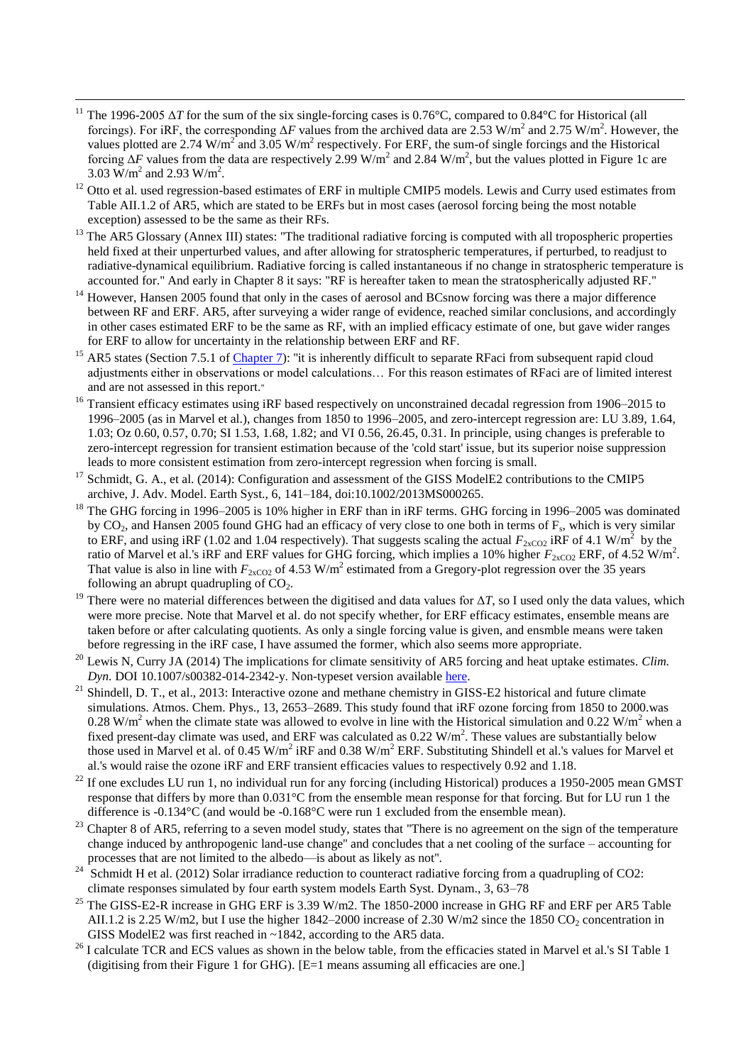[11] The 1996-2005 $\Delta T$ for the sum of the six single-forcing cases is 0.76°C, compared to 0.84°C for Historical (all forcings). For iRF, the corresponding $\Delta F$ values from the archived data are 2.53 W/m$^2$ and 2.75 W/m$^2$. However, the values plotted are 2.74 W/m$^2$ and 3.05 W/m$^2$ respectively. For ERF, the sum-of single forcings and the Historical forcing $\Delta F$ values from the data are respectively 2.99 W/m$^2$ and 2.84 W/m$^2$, but the values plotted in Figure 1c are 3.03 W/m$^2$ and 2.93 W/m$^2$.

[12] Otto et al. used regression-based estimates of ERF in multiple CMIP5 models. Lewis and Curry used estimates from Table AII.1.2 of AR5, which are stated to be ERFs but in most cases (aerosol forcing being the most notable exception) assessed to be the same as their RFs.

[13] The AR5 Glossary (Annex III) states: "The traditional radiative forcing is computed with all tropospheric properties held fixed at their unperturbed values, and after allowing for stratospheric temperatures, if perturbed, to readjust to radiative-dynamical equilibrium. Radiative forcing is called instantaneous if no change in stratospheric temperature is accounted for." And early in Chapter 8 it says: "RF is hereafter taken to mean the stratospherically adjusted RF."

[14] However, Hansen 2005 found that only in the cases of aerosol and BCsnow forcing was there a major difference between RF and ERF. AR5, after surveying a wider range of evidence, reached similar conclusions, and accordingly in other cases estimated ERF to be the same as RF, with an implied efficacy estimate of one, but gave wider ranges for ERF to allow for uncertainty in the relationship between ERF and RF.

[15] AR5 states (Section 7.5.1 of Chapter 7): "it is inherently difficult to separate RFaci from subsequent rapid cloud adjustments either in observations or model calculations… For this reason estimates of RFaci are of limited interest and are not assessed in this report."

[16] Transient efficacy estimates using iRF based respectively on unconstrained decadal regression from 1906–2015 to 1996–2005 (as in Marvel et al.), changes from 1850 to 1996–2005, and zero-intercept regression are: LU 3.89, 1.64, 1.03; Oz 0.60, 0.57, 0.70; SI 1.53, 1.68, 1.82; and VI 0.56, 26.45, 0.31. In principle, using changes is preferable to zero-intercept regression for transient estimation because of the 'cold start' issue, but its superior noise suppression leads to more consistent estimation from zero-intercept regression when forcing is small.

[17] Schmidt, G. A., et al. (2014): Configuration and assessment of the GISS ModelE2 contributions to the CMIP5 archive, J. Adv. Model. Earth Syst., 6, 141–184, doi:10.1002/2013MS000265.

[18] The GHG forcing in 1996–2005 is 10% higher in ERF than in iRF terms. GHG forcing in 1996–2005 was dominated by $CO_2$, and Hansen 2005 found GHG had an efficacy of very close to one both in terms of $F_s$, which is very similar to ERF, and using iRF (1.02 and 1.04 respectively). That suggests scaling the actual $F_{2xCO2}$ iRF of 4.1 W/m$^2$ by the ratio of Marvel et al.'s iRF and ERF values for GHG forcing, which implies a 10% higher $F_{2xCO2}$ ERF, of 4.52 W/m$^2$. That value is also in line with $F_{2xCO2}$ of 4.53 W/m$^2$ estimated from a Gregory-plot regression over the 35 years following an abrupt quadrupling of $CO_2$.

[19] There were no material differences between the digitised and data values for $\Delta T$, so I used only the data values, which were more precise. Note that Marvel et al. do not specify whether, for ERF efficacy estimates, ensemble means are taken before or after calculating quotients. As only a single forcing value is given, and ensmble means were taken before regressing in the iRF case, I have assumed the former, which also seems more appropriate.

[20] Lewis N, Curry JA (2014) The implications for climate sensitivity of AR5 forcing and heat uptake estimates. *Clim. Dyn.* DOI 10.1007/s00382-014-2342-y. Non-typeset version available here.

[21] Shindell, D. T., et al., 2013: Interactive ozone and methane chemistry in GISS-E2 historical and future climate simulations. Atmos. Chem. Phys., 13, 2653–2689. This study found that iRF ozone forcing from 1850 to 2000.was 0.28 W/m$^2$ when the climate state was allowed to evolve in line with the Historical simulation and 0.22 W/m$^2$ when a fixed present-day climate was used, and ERF was calculated as 0.22 W/m$^2$. These values are substantially below those used in Marvel et al. of 0.45 W/m$^2$ iRF and 0.38 W/m$^2$ ERF. Substituting Shindell et al.'s values for Marvel et al.'s would raise the ozone iRF and ERF transient efficacies values to respectively 0.92 and 1.18.

[22] If one excludes LU run 1, no individual run for any forcing (including Historical) produces a 1950-2005 mean GMST response that differs by more than 0.031°C from the ensemble mean response for that forcing. But for LU run 1 the difference is -0.134°C (and would be -0.168°C were run 1 excluded from the ensemble mean).

[23] Chapter 8 of AR5, referring to a seven model study, states that "There is no agreement on the sign of the temperature change induced by anthropogenic land-use change" and concludes that a net cooling of the surface – accounting for processes that are not limited to the albedo—is about as likely as not".

[24] Schmidt H et al. (2012) Solar irradiance reduction to counteract radiative forcing from a quadrupling of CO2: climate responses simulated by four earth system models Earth Syst. Dynam., 3, 63–78

[25] The GISS-E2-R increase in GHG ERF is 3.39 W/m2. The 1850-2000 increase in GHG RF and ERF per AR5 Table AII.1.2 is 2.25 W/m2, but I use the higher 1842–2000 increase of 2.30 W/m2 since the 1850 $CO_2$ concentration in GISS ModelE2 was first reached in ~1842, according to the AR5 data.

[26] I calculate TCR and ECS values as shown in the below table, from the efficacies stated in Marvel et al.'s SI Table 1 (digitising from their Figure 1 for GHG). [E=1 means assuming all efficacies are one.]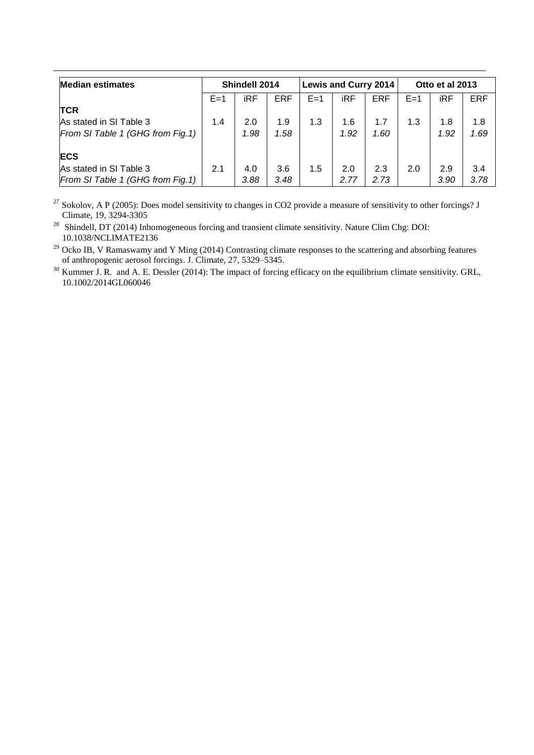| Median estimates | Shindell 2014 | | | Lewis and Curry 2014 | | | Otto et al 2013 | | |
|---|---|---|---|---|---|---|---|---|---|
| | E=1 | iRF | ERF | E=1 | iRF | ERF | E=1 | iRF | ERF |
| **TCR** | | | | | | | | | |
| As stated in SI Table 3 | 1.4 | 2.0 | 1.9 | 1.3 | 1.6 | 1.7 | 1.3 | 1.8 | 1.8 |
| *From SI Table 1 (GHG from Fig.1)* | | *1.98* | *1.58* | | *1.92* | *1.60* | | *1.92* | *1.69* |
| **ECS** | | | | | | | | | |
| As stated in SI Table 3 | 2.1 | 4.0 | 3.6 | 1.5 | 2.0 | 2.3 | 2.0 | 2.9 | 3.4 |
| *From SI Table 1 (GHG from Fig.1)* | | *3.88* | *3.48* | | *2.77* | *2.73* | | *3.90* | *3.78* |

[27] Sokolov, A P (2005): Does model sensitivity to changes in CO2 provide a measure of sensitivity to other forcings? J Climate, 19, 3294-3305

[28] Shindell, DT (2014) Inhomogeneous forcing and transient climate sensitivity. Nature Clim Chg: DOI: 10.1038/NCLIMATE2136

[29] Ocko IB, V Ramaswamy and Y Ming (2014) Contrasting climate responses to the scattering and absorbing features of anthropogenic aerosol forcings. J. Climate, 27, 5329–5345.

[30] Kummer J. R. and A. E. Dessler (2014): The impact of forcing efficacy on the equilibrium climate sensitivity. GRL, 10.1002/2014GL060046